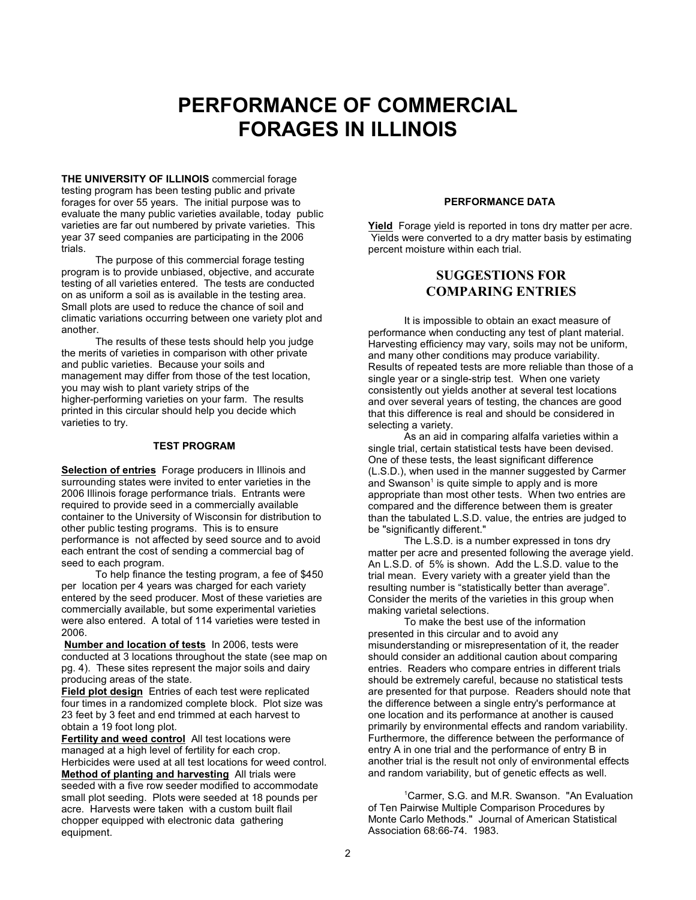# PERFORMANCE OF COMMERCIAL FORAGES IN ILLINOIS

**THE UNIVERSITY OF ILLINOIS** commercial forage testing program has been testing public and private forages for over 55 years. The initial purpose was to evaluate the many public varieties available, today public varieties are far out numbered by private varieties. This year 37 seed companies are participating in the 2006 trials.

The purpose of this commercial forage testing program is to provide unbiased, objective, and accurate testing of all varieties entered. The tests are conducted on as uniform a soil as is available in the testing area. Small plots are used to reduce the chance of soil and climatic variations occurring between one variety plot and another.

The results of these tests should help you judge the merits of varieties in comparison with other private and public varieties. Because your soils and management may differ from those of the test location, you may wish to plant variety strips of the higher-performing varieties on your farm. The results printed in this circular should help you decide which varieties to try.

#### TEST PROGRAM

**Selection of entries** Forage producers in Illinois and surrounding states were invited to enter varieties in the 2006 Illinois forage performance trials. Entrants were required to provide seed in a commercially available container to the University of Wisconsin for distribution to other public testing programs. This is to ensure performance is not affected by seed source and to avoid each entrant the cost of sending a commercial bag of seed to each program.

To help finance the testing program, a fee of $450 per location per 4 years was charged for each variety entered by the seed producer. Most of these varieties are commercially available, but some experimental varieties were also entered. A total of 114 varieties were tested in 2006.

**Number and location of tests** In 2006, tests were conducted at 3 locations throughout the state (see map on pg. 4). These sites represent the major soils and dairy producing areas of the state.

**Field plot design** Entries of each test were replicated four times in a randomized complete block. Plot size was 23 feet by 3 feet and end trimmed at each harvest to obtain a 19 foot long plot.

**Fertility and weed control** All test locations were managed at a high level of fertility for each crop. Herbicides were used at all test locations for weed control.

**Method of planting and harvesting** All trials were seeded with a five row seeder modified to accommodate small plot seeding. Plots were seeded at 18 pounds per acre. Harvests were taken with a custom built flail chopper equipped with electronic data gathering equipment.

#### PERFORMANCE DATA

**Yield** Forage yield is reported in tons dry matter per acre. Yields were converted to a dry matter basis by estimating percent moisture within each trial.

## SUGGESTIONS FOR COMPARING ENTRIES

It is impossible to obtain an exact measure of performance when conducting any test of plant material. Harvesting efficiency may vary, soils may not be uniform, and many other conditions may produce variability. Results of repeated tests are more reliable than those of a single year or a single-strip test. When one variety consistently out yields another at several test locations and over several years of testing, the chances are good that this difference is real and should be considered in selecting a variety.

As an aid in comparing alfalfa varieties within a single trial, certain statistical tests have been devised. One of these tests, the least significant difference (L.S.D.), when used in the manner suggested by Carmer and Swanson[1] is quite simple to apply and is more appropriate than most other tests. When two entries are compared and the difference between them is greater than the tabulated L.S.D. value, the entries are judged to be "significantly different."

The L.S.D. is a number expressed in tons dry matter per acre and presented following the average yield. An L.S.D. of 5% is shown. Add the L.S.D. value to the trial mean. Every variety with a greater yield than the resulting number is "statistically better than average". Consider the merits of the varieties in this group when making varietal selections.

To make the best use of the information presented in this circular and to avoid any misunderstanding or misrepresentation of it, the reader should consider an additional caution about comparing entries. Readers who compare entries in different trials should be extremely careful, because no statistical tests are presented for that purpose. Readers should note that the difference between a single entry's performance at one location and its performance at another is caused primarily by environmental effects and random variability. Furthermore, the difference between the performance of entry A in one trial and the performance of entry B in another trial is the result not only of environmental effects and random variability, but of genetic effects as well.

[1]Carmer, S.G. and M.R. Swanson. "An Evaluation of Ten Pairwise Multiple Comparison Procedures by Monte Carlo Methods." Journal of American Statistical Association 68:66-74. 1983.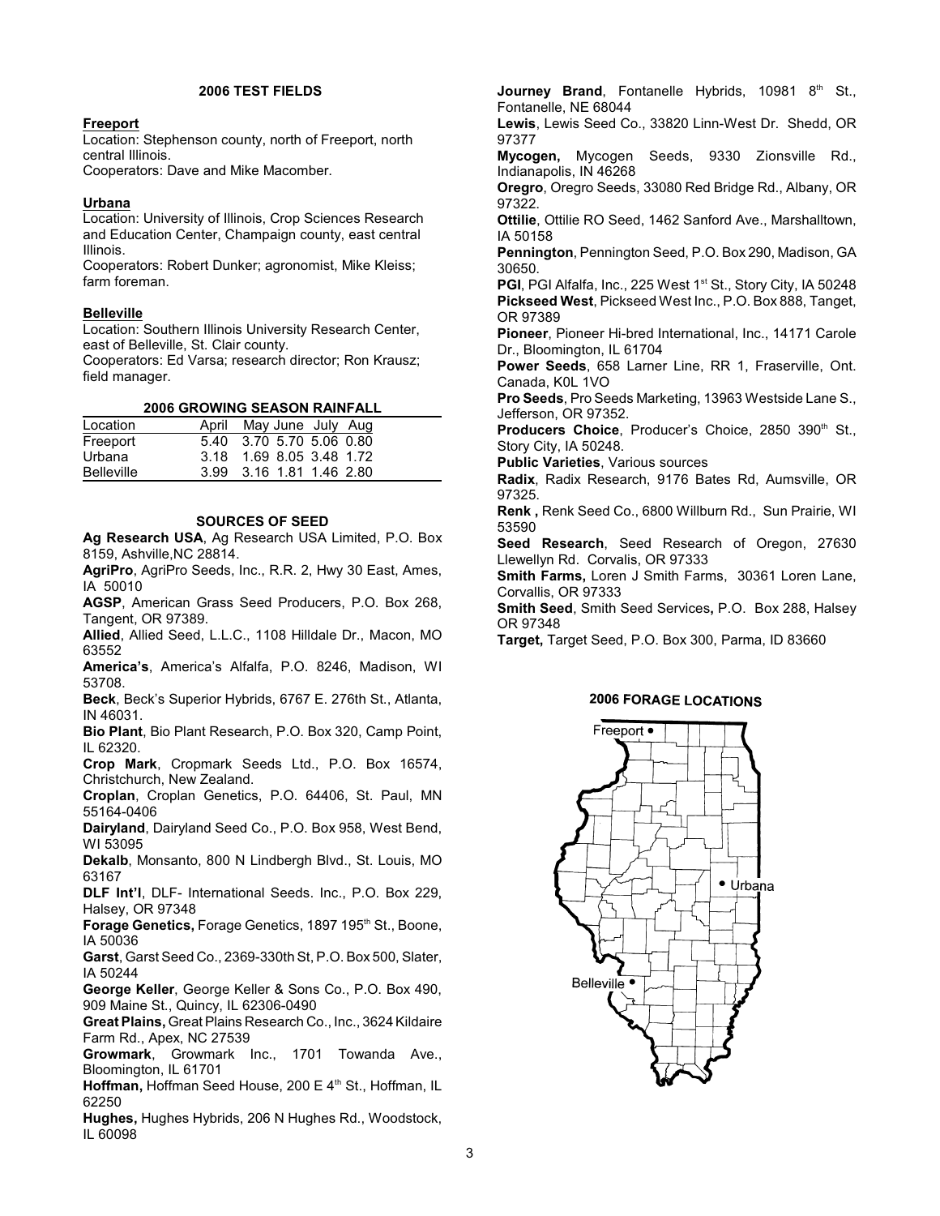## 2006 TEST FIELDS

**Freeport**

Location: Stephenson county, north of Freeport, north central Illinois.

Cooperators: Dave and Mike Macomber.

**Urbana**

Location: University of Illinois, Crop Sciences Research and Education Center, Champaign county, east central Illinois.

Cooperators: Robert Dunker; agronomist, Mike Kleiss; farm foreman.

**Belleville**

Location: Southern Illinois University Research Center, east of Belleville, St. Clair county.

Cooperators: Ed Varsa; research director; Ron Krausz; field manager.

**2006 GROWING SEASON RAINFALL**

| Location | April | May | June | July | Aug |
|---|---|---|---|---|---|
| Freeport | 5.40 | 3.70 | 5.70 | 5.06 | 0.80 |
| Urbana | 3.18 | 1.69 | 8.05 | 3.48 | 1.72 |
| Belleville | 3.99 | 3.16 | 1.81 | 1.46 | 2.80 |

## SOURCES OF SEED

**Ag Research USA**, Ag Research USA Limited, P.O. Box 8159, Ashville,NC 28814.

**AgriPro**, AgriPro Seeds, Inc., R.R. 2, Hwy 30 East, Ames, IA 50010

**AGSP**, American Grass Seed Producers, P.O. Box 268, Tangent, OR 97389.

**Allied**, Allied Seed, L.L.C., 1108 Hilldale Dr., Macon, MO 63552

**America's**, America's Alfalfa, P.O. 8246, Madison, WI 53708.

**Beck**, Beck's Superior Hybrids, 6767 E. 276th St., Atlanta, IN 46031.

**Bio Plant**, Bio Plant Research, P.O. Box 320, Camp Point, IL 62320.

**Crop Mark**, Cropmark Seeds Ltd., P.O. Box 16574, Christchurch, New Zealand.

**Croplan**, Croplan Genetics, P.O. 64406, St. Paul, MN 55164-0406

**Dairyland**, Dairyland Seed Co., P.O. Box 958, West Bend, WI 53095

**Dekalb**, Monsanto, 800 N Lindbergh Blvd., St. Louis, MO 63167

**DLF Int'l**, DLF- International Seeds. Inc., P.O. Box 229, Halsey, OR 97348

**Forage Genetics,** Forage Genetics, 1897 195th St., Boone, IA 50036

**Garst**, Garst Seed Co., 2369-330th St, P.O. Box 500, Slater, IA 50244

**George Keller**, George Keller & Sons Co., P.O. Box 490, 909 Maine St., Quincy, IL 62306-0490

**Great Plains,** Great Plains Research Co., Inc., 3624 Kildaire Farm Rd., Apex, NC 27539

**Growmark**, Growmark Inc., 1701 Towanda Ave., Bloomington, IL 61701

**Hoffman,** Hoffman Seed House, 200 E 4th St., Hoffman, IL 62250

**Hughes,** Hughes Hybrids, 206 N Hughes Rd., Woodstock, IL 60098

**Journey Brand**, Fontanelle Hybrids, 10981 8th St., Fontanelle, NE 68044

**Lewis**, Lewis Seed Co., 33820 Linn-West Dr. Shedd, OR 97377

**Mycogen,** Mycogen Seeds, 9330 Zionsville Rd., Indianapolis, IN 46268

**Oregro**, Oregro Seeds, 33080 Red Bridge Rd., Albany, OR 97322.

**Ottilie**, Ottilie RO Seed, 1462 Sanford Ave., Marshalltown, IA 50158

**Pennington**, Pennington Seed, P.O. Box 290, Madison, GA 30650.

**PGI**, PGI Alfalfa, Inc., 225 West 1st St., Story City, IA 50248

**Pickseed West**, Pickseed West Inc., P.O. Box 888, Tanget, OR 97389

**Pioneer**, Pioneer Hi-bred International, Inc., 14171 Carole Dr., Bloomington, IL 61704

**Power Seeds**, 658 Larner Line, RR 1, Fraserville, Ont. Canada, K0L 1VO

**Pro Seeds**, Pro Seeds Marketing, 13963 Westside Lane S., Jefferson, OR 97352.

**Producers Choice**, Producer's Choice, 2850 390th St., Story City, IA 50248.

**Public Varieties**, Various sources

**Radix**, Radix Research, 9176 Bates Rd, Aumsville, OR 97325.

**Renk ,** Renk Seed Co., 6800 Willburn Rd., Sun Prairie, WI 53590

**Seed Research**, Seed Research of Oregon, 27630 Llewellyn Rd. Corvalis, OR 97333

**Smith Farms,** Loren J Smith Farms, 30361 Loren Lane, Corvallis, OR 97333

**Smith Seed**, Smith Seed Services**,** P.O. Box 288, Halsey OR 97348

**Target,** Target Seed, P.O. Box 300, Parma, ID 83660

**2006 FORAGE LOCATIONS**

Freeport • Urbana • Belleville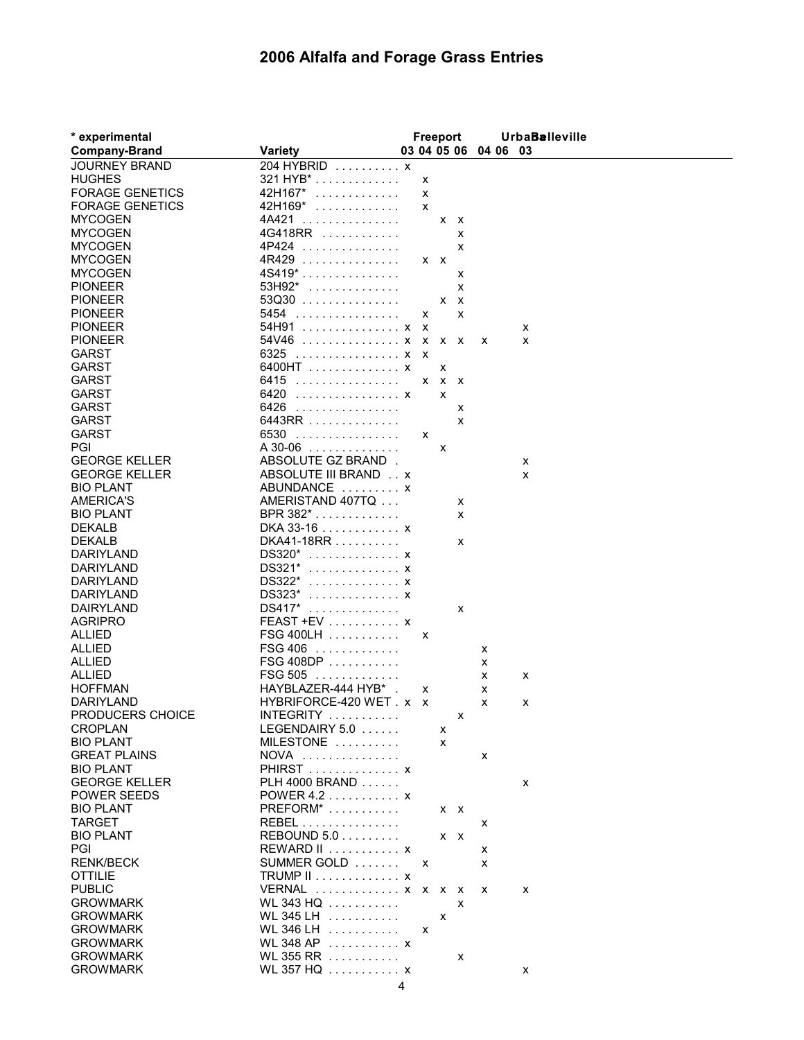# 2006 Alfalfa and Forage Grass Entries

| * experimental | | Freeport | | | | Urbana | | Belleville |
|---|---|---|---|---|---|---|---|---|
| **Company-Brand** | **Variety** | **03** | **04** | **05** | **06** | **04** | **06** | **03** |
| JOURNEY BRAND | 204 HYBRID | x | | | | | | |
| HUGHES | 321 HYB* | | x | | | | | |
| FORAGE GENETICS | 42H167* | | x | | | | | |
| FORAGE GENETICS | 42H169* | | x | | | | | |
| MYCOGEN | 4A421 | | | x | x | | | |
| MYCOGEN | 4G418RR | | | | x | | | |
| MYCOGEN | 4P424 | | | | x | | | |
| MYCOGEN | 4R429 | | x | x | | | | |
| MYCOGEN | 4S419* | | | | x | | | |
| PIONEER | 53H92* | | | | x | | | |
| PIONEER | 53Q30 | | | x | x | | | |
| PIONEER | 5454 | | x | | x | | | |
| PIONEER | 54H91 | x | x | | | | | x |
| PIONEER | 54V46 | x | x | x | x | x | | x |
| GARST | 6325 | x | x | | | | | |
| GARST | 6400HT | x | | x | | | | |
| GARST | 6415 | | x | x | x | | | |
| GARST | 6420 | x | | x | | | | |
| GARST | 6426 | | | | x | | | |
| GARST | 6443RR | | | | x | | | |
| GARST | 6530 | | x | | | | | |
| PGI | A 30-06 | | | x | | | | |
| GEORGE KELLER | ABSOLUTE GZ BRAND | | | | | | | x |
| GEORGE KELLER | ABSOLUTE III BRAND | x | | | | | | x |
| BIO PLANT | ABUNDANCE | x | | | | | | |
| AMERICA'S | AMERISTAND 407TQ | | | | x | | | |
| BIO PLANT | BPR 382* | | | | x | | | |
| DEKALB | DKA 33-16 | x | | | | | | |
| DEKALB | DKA41-18RR | | | | x | | | |
| DARIYLAND | DS320* | x | | | | | | |
| DARIYLAND | DS321* | x | | | | | | |
| DARIYLAND | DS322* | x | | | | | | |
| DARIYLAND | DS323* | x | | | | | | |
| DAIRYLAND | DS417* | | | | x | | | |
| AGRIPRO | FEAST +EV | x | | | | | | |
| ALLIED | FSG 400LH | | x | | | | | |
| ALLIED | FSG 406 | | | | | x | | |
| ALLIED | FSG 408DP | | | | | x | | |
| ALLIED | FSG 505 | | | | | x | | x |
| HOFFMAN | HAYBLAZER-444 HYB* | | x | | | x | | |
| DARIYLAND | HYBRIFORCE-420 WET | x | x | | | x | | x |
| PRODUCERS CHOICE | INTEGRITY | | | | x | | | |
| CROPLAN | LEGENDAIRY 5.0 | | | x | | | | |
| BIO PLANT | MILESTONE | | | x | | | | |
| GREAT PLAINS | NOVA | | | | | x | | |
| BIO PLANT | PHIRST | x | | | | | | |
| GEORGE KELLER | PLH 4000 BRAND | | | | | | | x |
| POWER SEEDS | POWER 4.2 | x | | | | | | |
| BIO PLANT | PREFORM* | | | x | x | | | |
| TARGET | REBEL | | | | | x | | |
| BIO PLANT | REBOUND 5.0 | | | x | x | | | |
| PGI | REWARD II | x | | | | x | | |
| RENK/BECK | SUMMER GOLD | | x | | | x | | |
| OTTILIE | TRUMP II | x | | | | | | |
| PUBLIC | VERNAL | x | x | x | x | x | | x |
| GROWMARK | WL 343 HQ | | | | x | | | |
| GROWMARK | WL 345 LH | | | x | | | | |
| GROWMARK | WL 346 LH | | x | | | | | |
| GROWMARK | WL 348 AP | x | | | | | | |
| GROWMARK | WL 355 RR | | | | x | | | |
| GROWMARK | WL 357 HQ | x | | | | | | x |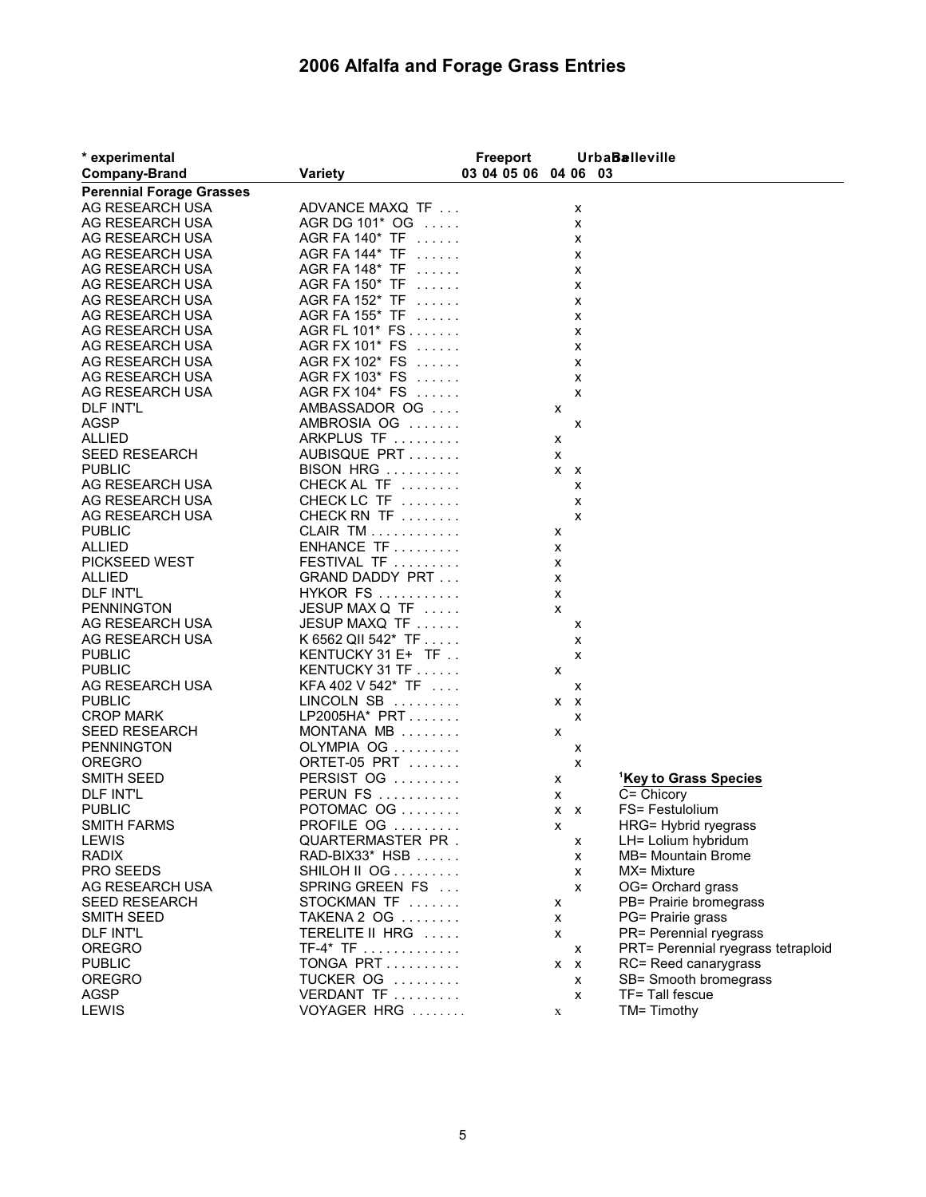# 2006 Alfalfa and Forage Grass Entries

\* experimental

| Company-Brand | Variety | Freeport 03 | Freeport 04 | Freeport 05 | Freeport 06 | Urbana 04 | Urbana 06 | Belleville 03 |
|---|---|---|---|---|---|---|---|---|
| **Perennial Forage Grasses** | | | | | | | | |
| AG RESEARCH USA | ADVANCE MAXQ TF | | | | | | x | |
| AG RESEARCH USA | AGR DG 101* OG | | | | | | x | |
| AG RESEARCH USA | AGR FA 140* TF | | | | | | x | |
| AG RESEARCH USA | AGR FA 144* TF | | | | | | x | |
| AG RESEARCH USA | AGR FA 148* TF | | | | | | x | |
| AG RESEARCH USA | AGR FA 150* TF | | | | | | x | |
| AG RESEARCH USA | AGR FA 152* TF | | | | | | x | |
| AG RESEARCH USA | AGR FA 155* TF | | | | | | x | |
| AG RESEARCH USA | AGR FL 101* FS | | | | | | x | |
| AG RESEARCH USA | AGR FX 101* FS | | | | | | x | |
| AG RESEARCH USA | AGR FX 102* FS | | | | | | x | |
| AG RESEARCH USA | AGR FX 103* FS | | | | | | x | |
| AG RESEARCH USA | AGR FX 104* FS | | | | | | x | |
| DLF INT'L | AMBASSADOR OG | | | | | x | | |
| AGSP | AMBROSIA OG | | | | | | x | |
| ALLIED | ARKPLUS TF | | | | | x | | |
| SEED RESEARCH | AUBISQUE PRT | | | | | x | | |
| PUBLIC | BISON HRG | | | | | x | x | |
| AG RESEARCH USA | CHECK AL TF | | | | | | x | |
| AG RESEARCH USA | CHECK LC TF | | | | | | x | |
| AG RESEARCH USA | CHECK RN TF | | | | | | x | |
| PUBLIC | CLAIR TM | | | | | x | | |
| ALLIED | ENHANCE TF | | | | | x | | |
| PICKSEED WEST | FESTIVAL TF | | | | | x | | |
| ALLIED | GRAND DADDY PRT | | | | | x | | |
| DLF INT'L | HYKOR FS | | | | | x | | |
| PENNINGTON | JESUP MAX Q TF | | | | | x | | |
| AG RESEARCH USA | JESUP MAXQ TF | | | | | | x | |
| AG RESEARCH USA | K 6562 QII 542* TF | | | | | | x | |
| PUBLIC | KENTUCKY 31 E+ TF | | | | | | x | |
| PUBLIC | KENTUCKY 31 TF | | | | | x | | |
| AG RESEARCH USA | KFA 402 V 542* TF | | | | | | x | |
| PUBLIC | LINCOLN SB | | | | | x | x | |
| CROP MARK | LP2005HA* PRT | | | | | | x | |
| SEED RESEARCH | MONTANA MB | | | | | x | | |
| PENNINGTON | OLYMPIA OG | | | | | | x | |
| OREGRO | ORTET-05 PRT | | | | | | x | |
| SMITH SEED | PERSIST OG | | | | | x | | |
| DLF INT'L | PERUN FS | | | | | x | | |
| PUBLIC | POTOMAC OG | | | | | x | x | |
| SMITH FARMS | PROFILE OG | | | | | x | | |
| LEWIS | QUARTERMASTER PR | | | | | | x | |
| RADIX | RAD-BIX33* HSB | | | | | | x | |
| PRO SEEDS | SHILOH II OG | | | | | | x | |
| AG RESEARCH USA | SPRING GREEN FS | | | | | | x | |
| SEED RESEARCH | STOCKMAN TF | | | | | x | | |
| SMITH SEED | TAKENA 2 OG | | | | | x | | |
| DLF INT'L | TERELITE II HRG | | | | | x | | |
| OREGRO | TF-4* TF | | | | | | x | |
| PUBLIC | TONGA PRT | | | | | x | x | |
| OREGRO | TUCKER OG | | | | | | x | |
| AGSP | VERDANT TF | | | | | | x | |
| LEWIS | VOYAGER HRG | | | | | x | | |

**[1]Key to Grass Species**

C= Chicory
FS= Festulolium
HRG= Hybrid ryegrass
LH= Lolium hybridum
MB= Mountain Brome
MX= Mixture
OG= Orchard grass
PB= Prairie bromegrass
PG= Prairie grass
PR= Perennial ryegrass
PRT= Perennial ryegrass tetraploid
RC= Reed canarygrass
SB= Smooth bromegrass
TF= Tall fescue
TM= Timothy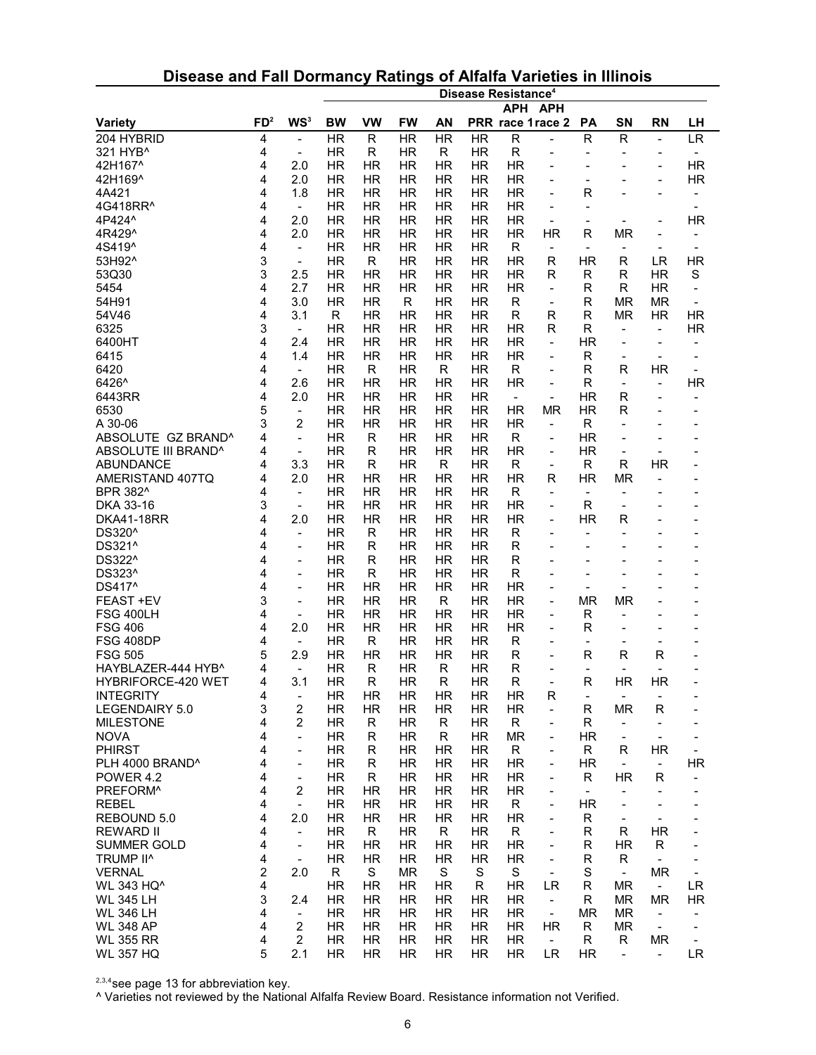## Disease and Fall Dormancy Ratings of Alfalfa Varieties in Illinois

| | | | Disease Resistance[4] | | | | | | | | | | |
|---|---|---|---|---|---|---|---|---|---|---|---|---|---|
| | | | | | | | | APH | APH | | | | |
| Variety | FD[2] | WS[3] | BW | VW | FW | AN | PRR | race 1 | race 2 | PA | SN | RN | LH |
| 204 HYBRID | 4 | - | HR | R | HR | HR | HR | R | - | R | R | - | LR |
| 321 HYB^ | 4 | - | HR | R | HR | R | HR | R | - | - | - | - | - |
| 42H167^ | 4 | 2.0 | HR | HR | HR | HR | HR | HR | - | - | - | - | HR |
| 42H169^ | 4 | 2.0 | HR | HR | HR | HR | HR | HR | - | - | - | - | HR |
| 4A421 | 4 | 1.8 | HR | HR | HR | HR | HR | HR | - | R | - | - | - |
| 4G418RR^ | 4 | - | HR | HR | HR | HR | HR | HR | - | - | | | - |
| 4P424^ | 4 | 2.0 | HR | HR | HR | HR | HR | HR | - | - | - | - | HR |
| 4R429^ | 4 | 2.0 | HR | HR | HR | HR | HR | HR | HR | R | MR | - | - |
| 4S419^ | 4 | - | HR | HR | HR | HR | HR | R | - | - | - | - | - |
| 53H92^ | 3 | - | HR | R | HR | HR | HR | HR | R | HR | R | LR | HR |
| 53Q30 | 3 | 2.5 | HR | HR | HR | HR | HR | HR | R | R | R | HR | S |
| 5454 | 4 | 2.7 | HR | HR | HR | HR | HR | HR | - | R | R | HR | - |
| 54H91 | 4 | 3.0 | HR | HR | R | HR | HR | R | - | R | MR | MR | - |
| 54V46 | 4 | 3.1 | R | HR | HR | HR | HR | R | R | R | MR | HR | HR |
| 6325 | 3 | - | HR | HR | HR | HR | HR | HR | R | R | - | - | HR |
| 6400HT | 4 | 2.4 | HR | HR | HR | HR | HR | HR | - | HR | - | - | - |
| 6415 | 4 | 1.4 | HR | HR | HR | HR | HR | HR | - | R | - | - | - |
| 6420 | 4 | - | HR | R | HR | R | HR | R | - | R | R | HR | - |
| 6426^ | 4 | 2.6 | HR | HR | HR | HR | HR | HR | - | R | - | - | HR |
| 6443RR | 4 | 2.0 | HR | HR | HR | HR | HR | - | - | HR | R | - | - |
| 6530 | 5 | - | HR | HR | HR | HR | HR | HR | MR | HR | R | - | - |
| A 30-06 | 3 | 2 | HR | HR | HR | HR | HR | HR | - | R | - | - | - |
| ABSOLUTE GZ BRAND^ | 4 | - | HR | R | HR | HR | HR | R | - | HR | - | - | - |
| ABSOLUTE III BRAND^ | 4 | - | HR | R | HR | HR | HR | HR | - | HR | - | - | - |
| ABUNDANCE | 4 | 3.3 | HR | R | HR | R | HR | R | - | R | R | HR | - |
| AMERISTAND 407TQ | 4 | 2.0 | HR | HR | HR | HR | HR | HR | R | HR | MR | - | - |
| BPR 382^ | 4 | - | HR | HR | HR | HR | HR | R | - | - | - | - | - |
| DKA 33-16 | 3 | - | HR | HR | HR | HR | HR | HR | - | R | - | - | - |
| DKA41-18RR | 4 | 2.0 | HR | HR | HR | HR | HR | HR | - | HR | R | - | - |
| DS320^ | 4 | - | HR | R | HR | HR | HR | R | - | - | - | - | - |
| DS321^ | 4 | - | HR | R | HR | HR | HR | R | - | - | - | - | - |
| DS322^ | 4 | - | HR | R | HR | HR | HR | R | - | - | - | - | - |
| DS323^ | 4 | - | HR | R | HR | HR | HR | R | - | - | - | - | - |
| DS417^ | 4 | - | HR | HR | HR | HR | HR | HR | - | - | - | - | - |
| FEAST +EV | 3 | - | HR | HR | HR | R | HR | HR | - | MR | MR | - | - |
| FSG 400LH | 4 | - | HR | HR | HR | HR | HR | HR | - | R | - | - | - |
| FSG 406 | 4 | 2.0 | HR | HR | HR | HR | HR | HR | - | R | - | - | - |
| FSG 408DP | 4 | - | HR | R | HR | HR | HR | R | - | - | - | - | - |
| FSG 505 | 5 | 2.9 | HR | HR | HR | HR | HR | R | - | R | R | R | - |
| HAYBLAZER-444 HYB^ | 4 | - | HR | R | HR | R | HR | R | - | - | - | - | - |
| HYBRIFORCE-420 WET | 4 | 3.1 | HR | R | HR | R | HR | R | - | R | HR | HR | - |
| INTEGRITY | 4 | - | HR | HR | HR | HR | HR | HR | R | - | - | - | - |
| LEGENDAIRY 5.0 | 3 | 2 | HR | HR | HR | HR | HR | HR | - | R | MR | R | - |
| MILESTONE | 4 | 2 | HR | R | HR | R | HR | R | - | R | - | - | - |
| NOVA | 4 | - | HR | R | HR | R | HR | MR | - | HR | - | - | - |
| PHIRST | 4 | - | HR | R | HR | HR | HR | R | - | R | R | HR | - |
| PLH 4000 BRAND^ | 4 | - | HR | R | HR | HR | HR | HR | - | HR | - | - | HR |
| POWER 4.2 | 4 | - | HR | R | HR | HR | HR | HR | - | R | HR | R | - |
| PREFORM^ | 4 | 2 | HR | HR | HR | HR | HR | HR | - | - | - | - | - |
| REBEL | 4 | - | HR | HR | HR | HR | HR | R | - | HR | - | - | - |
| REBOUND 5.0 | 4 | 2.0 | HR | HR | HR | HR | HR | HR | - | R | - | - | - |
| REWARD II | 4 | - | HR | R | HR | R | HR | R | - | R | R | HR | - |
| SUMMER GOLD | 4 | - | HR | HR | HR | HR | HR | HR | - | R | HR | R | - |
| TRUMP II^ | 4 | - | HR | HR | HR | HR | HR | HR | - | R | R | - | - |
| VERNAL | 2 | 2.0 | R | S | MR | S | S | S | - | S | - | MR | - |
| WL 343 HQ^ | 4 | | HR | HR | HR | HR | R | HR | LR | R | MR | - | LR |
| WL 345 LH | 3 | 2.4 | HR | HR | HR | HR | HR | HR | - | R | MR | MR | HR |
| WL 346 LH | 4 | - | HR | HR | HR | HR | HR | HR | - | MR | MR | - | - |
| WL 348 AP | 4 | 2 | HR | HR | HR | HR | HR | HR | HR | R | MR | - | - |
| WL 355 RR | 4 | 2 | HR | HR | HR | HR | HR | HR | - | R | R | MR | - |
| WL 357 HQ | 5 | 2.1 | HR | HR | HR | HR | HR | HR | LR | HR | - | - | LR |

[2,3,4]see page 13 for abbreviation key.

^ Varieties not reviewed by the National Alfalfa Review Board. Resistance information not Verified.